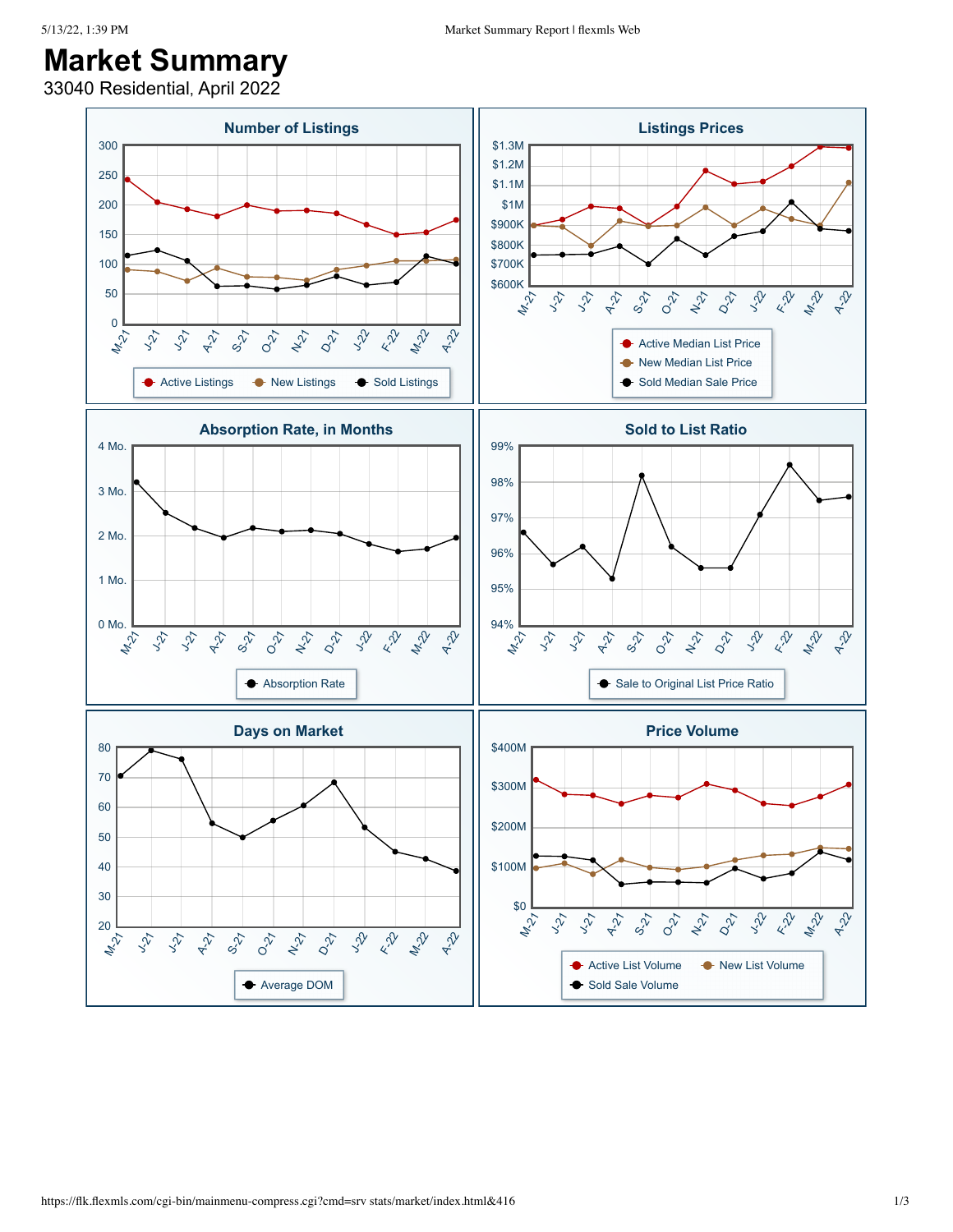# Market Summary

33040 Residential, April 2022

### Number of Listings

300, 250, 200, 150, 100, 50, 0

M-21, J-21, J-21, A-21, S-21, O-21, N-21, D-21, J-22, F-22, M-22, A-22

Active Listings, New Listings, Sold Listings

### Listings Prices

$1.3M, $1.2M, $1.1M, $1M, $900K, $800K, $700K, $600K

M-21, J-21, J-21, A-21, S-21, O-21, N-21, D-21, J-22, F-22, M-22, A-22

Active Median List Price, New Median List Price, Sold Median Sale Price

### Absorption Rate, in Months

4 Mo., 3 Mo., 2 Mo., 1 Mo., 0 Mo.

M-21, J-21, J-21, A-21, S-21, O-21, N-21, D-21, J-22, F-22, M-22, A-22

Absorption Rate

### Sold to List Ratio

99%, 98%, 97%, 96%, 95%, 94%

M-21, J-21, J-21, A-21, S-21, O-21, N-21, D-21, J-22, F-22, M-22, A-22

Sale to Original List Price Ratio

### Days on Market

80, 70, 60, 50, 40, 30, 20

M-21, J-21, J-21, A-21, S-21, O-21, N-21, D-21, J-22, F-22, M-22, A-22

Average DOM

### Price Volume

$400M, $300M, $200M, $100M, $0

M-21, J-21, J-21, A-21, S-21, O-21, N-21, D-21, J-22, F-22, M-22, A-22

Active List Volume, New List Volume, Sold Sale Volume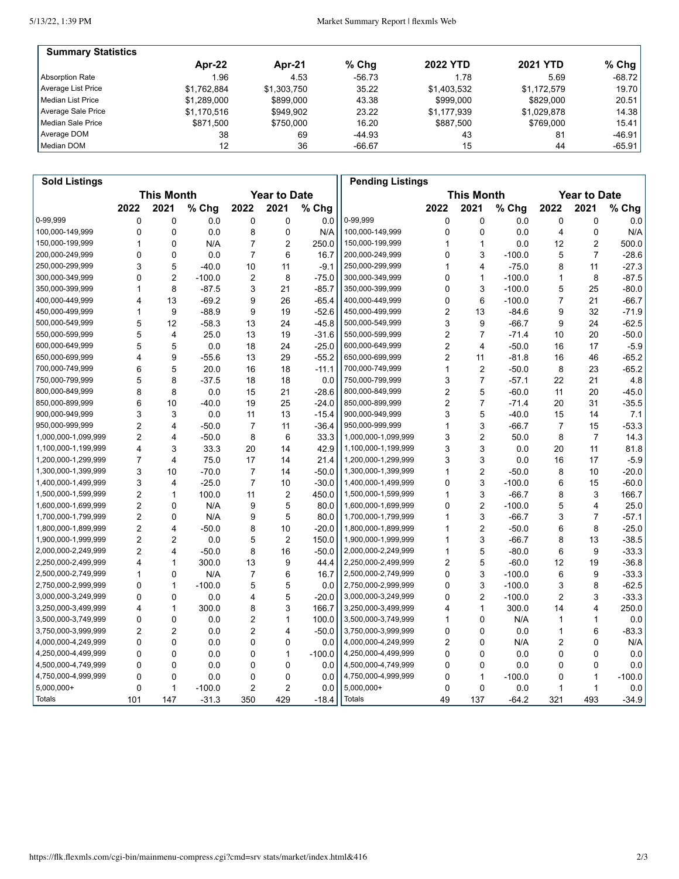## Summary Statistics

| | Apr-22 | Apr-21 | % Chg | 2022 YTD | 2021 YTD | % Chg |
|---|---|---|---|---|---|---|
| Absorption Rate | 1.96 | 4.53 | -56.73 | 1.78 | 5.69 | -68.72 |
| Average List Price | $1,762,884 | $1,303,750 | 35.22 | $1,403,532 | $1,172,579 | 19.70 |
| Median List Price | $1,289,000 | $899,000 | 43.38 | $999,000 | $829,000 | 20.51 |
| Average Sale Price | $1,170,516 | $949,902 | 23.22 | $1,177,939 | $1,029,878 | 14.38 |
| Median Sale Price | $871,500 | $750,000 | 16.20 | $887,500 | $769,000 | 15.41 |
| Average DOM | 38 | 69 | -44.93 | 43 | 81 | -46.91 |
| Median DOM | 12 | 36 | -66.67 | 15 | 44 | -65.91 |

## Sold Listings

| | This Month | | | Year to Date | | |
|---|---|---|---|---|---|---|
| | 2022 | 2021 | % Chg | 2022 | 2021 | % Chg |
| 0-99,999 | 0 | 0 | 0.0 | 0 | 0 | 0.0 |
| 100,000-149,999 | 0 | 0 | 0.0 | 8 | 0 | N/A |
| 150,000-199,999 | 1 | 0 | N/A | 7 | 2 | 250.0 |
| 200,000-249,999 | 0 | 0 | 0.0 | 7 | 6 | 16.7 |
| 250,000-299,999 | 3 | 5 | -40.0 | 10 | 11 | -9.1 |
| 300,000-349,999 | 0 | 2 | -100.0 | 2 | 8 | -75.0 |
| 350,000-399,999 | 1 | 8 | -87.5 | 3 | 21 | -85.7 |
| 400,000-449,999 | 4 | 13 | -69.2 | 9 | 26 | -65.4 |
| 450,000-499,999 | 1 | 9 | -88.9 | 9 | 19 | -52.6 |
| 500,000-549,999 | 5 | 12 | -58.3 | 13 | 24 | -45.8 |
| 550,000-599,999 | 5 | 4 | 25.0 | 13 | 19 | -31.6 |
| 600,000-649,999 | 5 | 5 | 0.0 | 18 | 24 | -25.0 |
| 650,000-699,999 | 4 | 9 | -55.6 | 13 | 29 | -55.2 |
| 700,000-749,999 | 6 | 5 | 20.0 | 16 | 18 | -11.1 |
| 750,000-799,999 | 5 | 8 | -37.5 | 18 | 18 | 0.0 |
| 800,000-849,999 | 8 | 8 | 0.0 | 15 | 21 | -28.6 |
| 850,000-899,999 | 6 | 10 | -40.0 | 19 | 25 | -24.0 |
| 900,000-949,999 | 3 | 3 | 0.0 | 11 | 13 | -15.4 |
| 950,000-999,999 | 2 | 4 | -50.0 | 7 | 11 | -36.4 |
| 1,000,000-1,099,999 | 2 | 4 | -50.0 | 8 | 6 | 33.3 |
| 1,100,000-1,199,999 | 4 | 3 | 33.3 | 20 | 14 | 42.9 |
| 1,200,000-1,299,999 | 7 | 4 | 75.0 | 17 | 14 | 21.4 |
| 1,300,000-1,399,999 | 3 | 10 | -70.0 | 7 | 14 | -50.0 |
| 1,400,000-1,499,999 | 3 | 4 | -25.0 | 7 | 10 | -30.0 |
| 1,500,000-1,599,999 | 2 | 1 | 100.0 | 11 | 2 | 450.0 |
| 1,600,000-1,699,999 | 2 | 0 | N/A | 9 | 5 | 80.0 |
| 1,700,000-1,799,999 | 2 | 0 | N/A | 9 | 5 | 80.0 |
| 1,800,000-1,899,999 | 2 | 4 | -50.0 | 8 | 10 | -20.0 |
| 1,900,000-1,999,999 | 2 | 2 | 0.0 | 5 | 2 | 150.0 |
| 2,000,000-2,249,999 | 2 | 4 | -50.0 | 8 | 16 | -50.0 |
| 2,250,000-2,499,999 | 4 | 1 | 300.0 | 13 | 9 | 44.4 |
| 2,500,000-2,749,999 | 1 | 0 | N/A | 7 | 6 | 16.7 |
| 2,750,000-2,999,999 | 0 | 1 | -100.0 | 5 | 5 | 0.0 |
| 3,000,000-3,249,999 | 0 | 0 | 0.0 | 4 | 5 | -20.0 |
| 3,250,000-3,499,999 | 4 | 1 | 300.0 | 8 | 3 | 166.7 |
| 3,500,000-3,749,999 | 0 | 0 | 0.0 | 2 | 1 | 100.0 |
| 3,750,000-3,999,999 | 2 | 2 | 0.0 | 2 | 4 | -50.0 |
| 4,000,000-4,249,999 | 0 | 0 | 0.0 | 0 | 0 | 0.0 |
| 4,250,000-4,499,999 | 0 | 0 | 0.0 | 0 | 1 | -100.0 |
| 4,500,000-4,749,999 | 0 | 0 | 0.0 | 0 | 0 | 0.0 |
| 4,750,000-4,999,999 | 0 | 0 | 0.0 | 0 | 0 | 0.0 |
| 5,000,000+ | 0 | 1 | -100.0 | 2 | 2 | 0.0 |
| Totals | 101 | 147 | -31.3 | 350 | 429 | -18.4 |

## Pending Listings

| | This Month | | | Year to Date | | |
|---|---|---|---|---|---|---|
| | 2022 | 2021 | % Chg | 2022 | 2021 | % Chg |
| 0-99,999 | 0 | 0 | 0.0 | 0 | 0 | 0.0 |
| 100,000-149,999 | 0 | 0 | 0.0 | 4 | 0 | N/A |
| 150,000-199,999 | 1 | 1 | 0.0 | 12 | 2 | 500.0 |
| 200,000-249,999 | 0 | 3 | -100.0 | 5 | 7 | -28.6 |
| 250,000-299,999 | 1 | 4 | -75.0 | 8 | 11 | -27.3 |
| 300,000-349,999 | 0 | 1 | -100.0 | 1 | 8 | -87.5 |
| 350,000-399,999 | 0 | 3 | -100.0 | 5 | 25 | -80.0 |
| 400,000-449,999 | 0 | 6 | -100.0 | 7 | 21 | -66.7 |
| 450,000-499,999 | 2 | 13 | -84.6 | 9 | 32 | -71.9 |
| 500,000-549,999 | 3 | 9 | -66.7 | 9 | 24 | -62.5 |
| 550,000-599,999 | 2 | 7 | -71.4 | 10 | 20 | -50.0 |
| 600,000-649,999 | 2 | 4 | -50.0 | 16 | 17 | -5.9 |
| 650,000-699,999 | 2 | 11 | -81.8 | 16 | 46 | -65.2 |
| 700,000-749,999 | 1 | 2 | -50.0 | 8 | 23 | -65.2 |
| 750,000-799,999 | 3 | 7 | -57.1 | 22 | 21 | 4.8 |
| 800,000-849,999 | 2 | 5 | -60.0 | 11 | 20 | -45.0 |
| 850,000-899,999 | 2 | 7 | -71.4 | 20 | 31 | -35.5 |
| 900,000-949,999 | 3 | 5 | -40.0 | 15 | 14 | 7.1 |
| 950,000-999,999 | 1 | 3 | -66.7 | 7 | 15 | -53.3 |
| 1,000,000-1,099,999 | 3 | 2 | 50.0 | 8 | 7 | 14.3 |
| 1,100,000-1,199,999 | 3 | 3 | 0.0 | 20 | 11 | 81.8 |
| 1,200,000-1,299,999 | 3 | 3 | 0.0 | 16 | 17 | -5.9 |
| 1,300,000-1,399,999 | 1 | 2 | -50.0 | 8 | 10 | -20.0 |
| 1,400,000-1,499,999 | 0 | 3 | -100.0 | 6 | 15 | -60.0 |
| 1,500,000-1,599,999 | 1 | 3 | -66.7 | 8 | 3 | 166.7 |
| 1,600,000-1,699,999 | 0 | 2 | -100.0 | 5 | 4 | 25.0 |
| 1,700,000-1,799,999 | 1 | 3 | -66.7 | 3 | 7 | -57.1 |
| 1,800,000-1,899,999 | 1 | 2 | -50.0 | 6 | 8 | -25.0 |
| 1,900,000-1,999,999 | 1 | 3 | -66.7 | 8 | 13 | -38.5 |
| 2,000,000-2,249,999 | 1 | 5 | -80.0 | 6 | 9 | -33.3 |
| 2,250,000-2,499,999 | 2 | 5 | -60.0 | 12 | 19 | -36.8 |
| 2,500,000-2,749,999 | 0 | 3 | -100.0 | 6 | 9 | -33.3 |
| 2,750,000-2,999,999 | 0 | 3 | -100.0 | 3 | 8 | -62.5 |
| 3,000,000-3,249,999 | 0 | 2 | -100.0 | 2 | 3 | -33.3 |
| 3,250,000-3,499,999 | 4 | 1 | 300.0 | 14 | 4 | 250.0 |
| 3,500,000-3,749,999 | 1 | 0 | N/A | 1 | 1 | 0.0 |
| 3,750,000-3,999,999 | 0 | 0 | 0.0 | 1 | 6 | -83.3 |
| 4,000,000-4,249,999 | 2 | 0 | N/A | 2 | 0 | N/A |
| 4,250,000-4,499,999 | 0 | 0 | 0.0 | 0 | 0 | 0.0 |
| 4,500,000-4,749,999 | 0 | 0 | 0.0 | 0 | 0 | 0.0 |
| 4,750,000-4,999,999 | 0 | 1 | -100.0 | 0 | 1 | -100.0 |
| 5,000,000+ | 0 | 0 | 0.0 | 1 | 1 | 0.0 |
| Totals | 49 | 137 | -64.2 | 321 | 493 | -34.9 |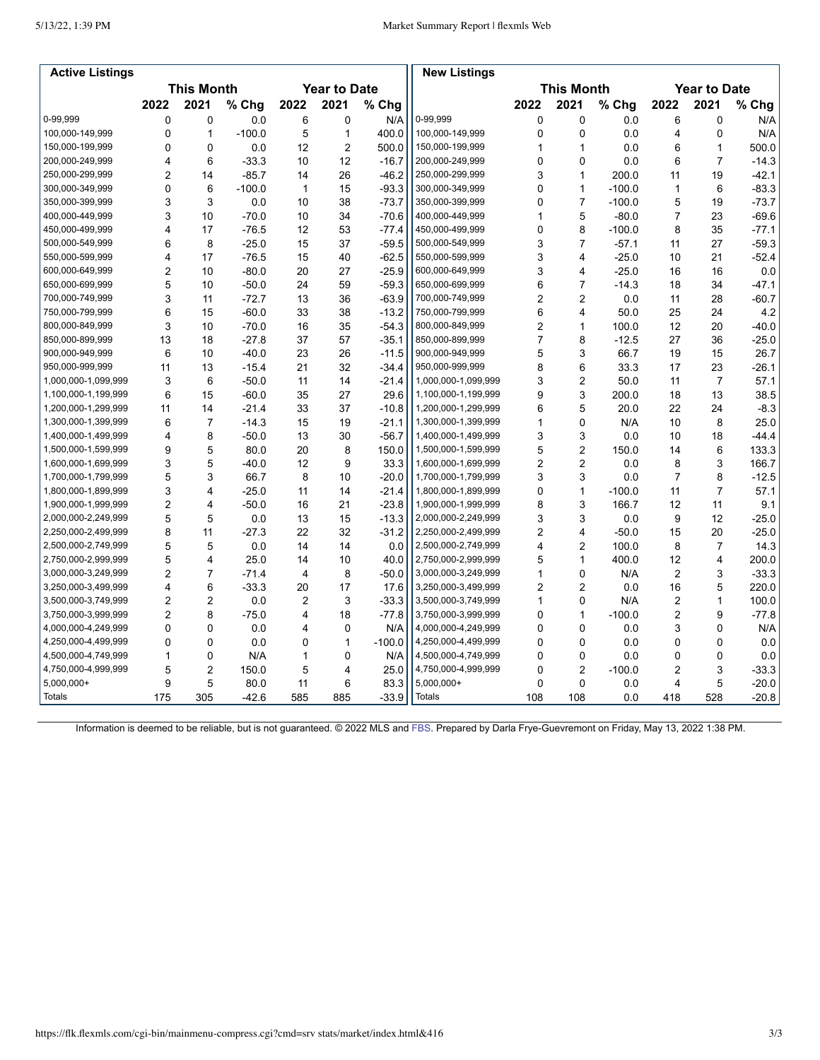| Active Listings | This Month | | | Year to Date | | |
|---|---|---|---|---|---|---|
| | 2022 | 2021 | % Chg | 2022 | 2021 | % Chg |
| 0-99,999 | 0 | 0 | 0.0 | 6 | 0 | N/A |
| 100,000-149,999 | 0 | 1 | -100.0 | 5 | 1 | 400.0 |
| 150,000-199,999 | 0 | 0 | 0.0 | 12 | 2 | 500.0 |
| 200,000-249,999 | 4 | 6 | -33.3 | 10 | 12 | -16.7 |
| 250,000-299,999 | 2 | 14 | -85.7 | 14 | 26 | -46.2 |
| 300,000-349,999 | 0 | 6 | -100.0 | 1 | 15 | -93.3 |
| 350,000-399,999 | 3 | 3 | 0.0 | 10 | 38 | -73.7 |
| 400,000-449,999 | 3 | 10 | -70.0 | 10 | 34 | -70.6 |
| 450,000-499,999 | 4 | 17 | -76.5 | 12 | 53 | -77.4 |
| 500,000-549,999 | 6 | 8 | -25.0 | 15 | 37 | -59.5 |
| 550,000-599,999 | 4 | 17 | -76.5 | 15 | 40 | -62.5 |
| 600,000-649,999 | 2 | 10 | -80.0 | 20 | 27 | -25.9 |
| 650,000-699,999 | 5 | 10 | -50.0 | 24 | 59 | -59.3 |
| 700,000-749,999 | 3 | 11 | -72.7 | 13 | 36 | -63.9 |
| 750,000-799,999 | 6 | 15 | -60.0 | 33 | 38 | -13.2 |
| 800,000-849,999 | 3 | 10 | -70.0 | 16 | 35 | -54.3 |
| 850,000-899,999 | 13 | 18 | -27.8 | 37 | 57 | -35.1 |
| 900,000-949,999 | 6 | 10 | -40.0 | 23 | 26 | -11.5 |
| 950,000-999,999 | 11 | 13 | -15.4 | 21 | 32 | -34.4 |
| 1,000,000-1,099,999 | 3 | 6 | -50.0 | 11 | 14 | -21.4 |
| 1,100,000-1,199,999 | 6 | 15 | -60.0 | 35 | 27 | 29.6 |
| 1,200,000-1,299,999 | 11 | 14 | -21.4 | 33 | 37 | -10.8 |
| 1,300,000-1,399,999 | 6 | 7 | -14.3 | 15 | 19 | -21.1 |
| 1,400,000-1,499,999 | 4 | 8 | -50.0 | 13 | 30 | -56.7 |
| 1,500,000-1,599,999 | 9 | 5 | 80.0 | 20 | 8 | 150.0 |
| 1,600,000-1,699,999 | 3 | 5 | -40.0 | 12 | 9 | 33.3 |
| 1,700,000-1,799,999 | 5 | 3 | 66.7 | 8 | 10 | -20.0 |
| 1,800,000-1,899,999 | 3 | 4 | -25.0 | 11 | 14 | -21.4 |
| 1,900,000-1,999,999 | 2 | 4 | -50.0 | 16 | 21 | -23.8 |
| 2,000,000-2,249,999 | 5 | 5 | 0.0 | 13 | 15 | -13.3 |
| 2,250,000-2,499,999 | 8 | 11 | -27.3 | 22 | 32 | -31.2 |
| 2,500,000-2,749,999 | 5 | 5 | 0.0 | 14 | 14 | 0.0 |
| 2,750,000-2,999,999 | 5 | 4 | 25.0 | 14 | 10 | 40.0 |
| 3,000,000-3,249,999 | 2 | 7 | -71.4 | 4 | 8 | -50.0 |
| 3,250,000-3,499,999 | 4 | 6 | -33.3 | 20 | 17 | 17.6 |
| 3,500,000-3,749,999 | 2 | 2 | 0.0 | 2 | 3 | -33.3 |
| 3,750,000-3,999,999 | 2 | 8 | -75.0 | 4 | 18 | -77.8 |
| 4,000,000-4,249,999 | 0 | 0 | 0.0 | 4 | 0 | N/A |
| 4,250,000-4,499,999 | 0 | 0 | 0.0 | 0 | 1 | -100.0 |
| 4,500,000-4,749,999 | 1 | 0 | N/A | 1 | 0 | N/A |
| 4,750,000-4,999,999 | 5 | 2 | 150.0 | 5 | 4 | 25.0 |
| 5,000,000+ | 9 | 5 | 80.0 | 11 | 6 | 83.3 |
| Totals | 175 | 305 | -42.6 | 585 | 885 | -33.9 |

| New Listings | This Month | | | Year to Date | | |
|---|---|---|---|---|---|---|
| | 2022 | 2021 | % Chg | 2022 | 2021 | % Chg |
| 0-99,999 | 0 | 0 | 0.0 | 6 | 0 | N/A |
| 100,000-149,999 | 0 | 0 | 0.0 | 4 | 0 | N/A |
| 150,000-199,999 | 1 | 1 | 0.0 | 6 | 1 | 500.0 |
| 200,000-249,999 | 0 | 0 | 0.0 | 6 | 7 | -14.3 |
| 250,000-299,999 | 3 | 1 | 200.0 | 11 | 19 | -42.1 |
| 300,000-349,999 | 0 | 1 | -100.0 | 1 | 6 | -83.3 |
| 350,000-399,999 | 0 | 7 | -100.0 | 5 | 19 | -73.7 |
| 400,000-449,999 | 1 | 5 | -80.0 | 7 | 23 | -69.6 |
| 450,000-499,999 | 0 | 8 | -100.0 | 8 | 35 | -77.1 |
| 500,000-549,999 | 3 | 7 | -57.1 | 11 | 27 | -59.3 |
| 550,000-599,999 | 3 | 4 | -25.0 | 10 | 21 | -52.4 |
| 600,000-649,999 | 3 | 4 | -25.0 | 16 | 16 | 0.0 |
| 650,000-699,999 | 6 | 7 | -14.3 | 18 | 34 | -47.1 |
| 700,000-749,999 | 2 | 2 | 0.0 | 11 | 28 | -60.7 |
| 750,000-799,999 | 6 | 4 | 50.0 | 25 | 24 | 4.2 |
| 800,000-849,999 | 2 | 1 | 100.0 | 12 | 20 | -40.0 |
| 850,000-899,999 | 7 | 8 | -12.5 | 27 | 36 | -25.0 |
| 900,000-949,999 | 5 | 3 | 66.7 | 19 | 15 | 26.7 |
| 950,000-999,999 | 8 | 6 | 33.3 | 17 | 23 | -26.1 |
| 1,000,000-1,099,999 | 3 | 2 | 50.0 | 11 | 7 | 57.1 |
| 1,100,000-1,199,999 | 9 | 3 | 200.0 | 18 | 13 | 38.5 |
| 1,200,000-1,299,999 | 6 | 5 | 20.0 | 22 | 24 | -8.3 |
| 1,300,000-1,399,999 | 1 | 0 | N/A | 10 | 8 | 25.0 |
| 1,400,000-1,499,999 | 3 | 3 | 0.0 | 10 | 18 | -44.4 |
| 1,500,000-1,599,999 | 5 | 2 | 150.0 | 14 | 6 | 133.3 |
| 1,600,000-1,699,999 | 2 | 2 | 0.0 | 8 | 3 | 166.7 |
| 1,700,000-1,799,999 | 3 | 3 | 0.0 | 7 | 8 | -12.5 |
| 1,800,000-1,899,999 | 0 | 1 | -100.0 | 11 | 7 | 57.1 |
| 1,900,000-1,999,999 | 8 | 3 | 166.7 | 12 | 11 | 9.1 |
| 2,000,000-2,249,999 | 3 | 3 | 0.0 | 9 | 12 | -25.0 |
| 2,250,000-2,499,999 | 2 | 4 | -50.0 | 15 | 20 | -25.0 |
| 2,500,000-2,749,999 | 4 | 2 | 100.0 | 8 | 7 | 14.3 |
| 2,750,000-2,999,999 | 5 | 1 | 400.0 | 12 | 4 | 200.0 |
| 3,000,000-3,249,999 | 1 | 0 | N/A | 2 | 3 | -33.3 |
| 3,250,000-3,499,999 | 2 | 2 | 0.0 | 16 | 5 | 220.0 |
| 3,500,000-3,749,999 | 1 | 0 | N/A | 2 | 1 | 100.0 |
| 3,750,000-3,999,999 | 0 | 1 | -100.0 | 2 | 9 | -77.8 |
| 4,000,000-4,249,999 | 0 | 0 | 0.0 | 3 | 0 | N/A |
| 4,250,000-4,499,999 | 0 | 0 | 0.0 | 0 | 0 | 0.0 |
| 4,500,000-4,749,999 | 0 | 0 | 0.0 | 0 | 0 | 0.0 |
| 4,750,000-4,999,999 | 0 | 2 | -100.0 | 2 | 3 | -33.3 |
| 5,000,000+ | 0 | 0 | 0.0 | 4 | 5 | -20.0 |
| Totals | 108 | 108 | 0.0 | 418 | 528 | -20.8 |

Information is deemed to be reliable, but is not guaranteed. © 2022 MLS and FBS. Prepared by Darla Frye-Guevremont on Friday, May 13, 2022 1:38 PM.